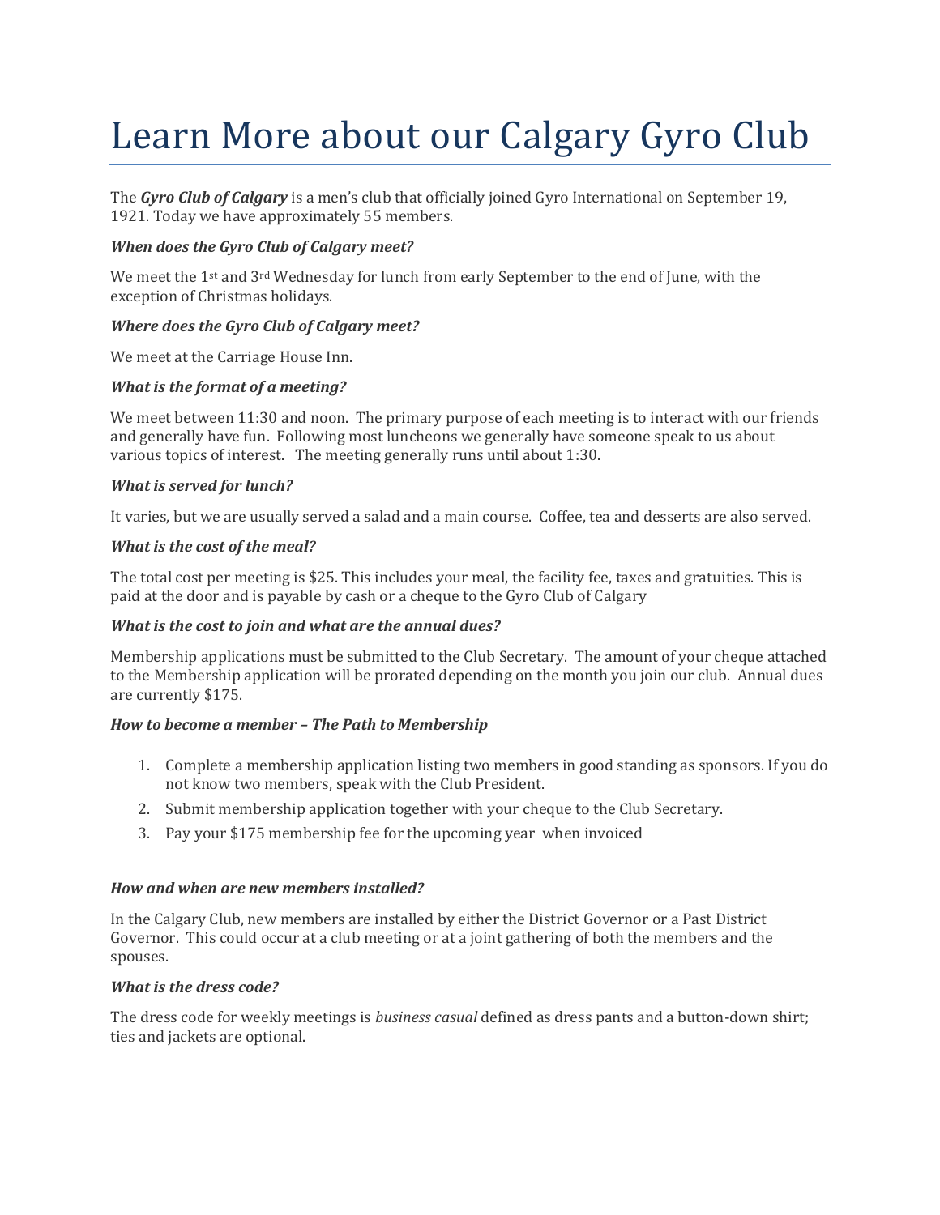# Learn More about our Calgary Gyro Club

The ***Gyro Club of Calgary*** is a men's club that officially joined Gyro International on September 19, 1921. Today we have approximately 55 members.

***When does the Gyro Club of Calgary meet?***

We meet the 1st and 3rd Wednesday for lunch from early September to the end of June, with the exception of Christmas holidays.

***Where does the Gyro Club of Calgary meet?***

We meet at the Carriage House Inn.

***What is the format of a meeting?***

We meet between 11:30 and noon. The primary purpose of each meeting is to interact with our friends and generally have fun. Following most luncheons we generally have someone speak to us about various topics of interest. The meeting generally runs until about 1:30.

***What is served for lunch?***

It varies, but we are usually served a salad and a main course. Coffee, tea and desserts are also served.

***What is the cost of the meal?***

The total cost per meeting is $25. This includes your meal, the facility fee, taxes and gratuities. This is paid at the door and is payable by cash or a cheque to the Gyro Club of Calgary

***What is the cost to join and what are the annual dues?***

Membership applications must be submitted to the Club Secretary. The amount of your cheque attached to the Membership application will be prorated depending on the month you join our club. Annual dues are currently $175.

***How to become a member – The Path to Membership***

1. Complete a membership application listing two members in good standing as sponsors. If you do not know two members, speak with the Club President.
2. Submit membership application together with your cheque to the Club Secretary.
3. Pay your $175 membership fee for the upcoming year when invoiced

***How and when are new members installed?***

In the Calgary Club, new members are installed by either the District Governor or a Past District Governor. This could occur at a club meeting or at a joint gathering of both the members and the spouses.

***What is the dress code?***

The dress code for weekly meetings is *business casual* defined as dress pants and a button-down shirt; ties and jackets are optional.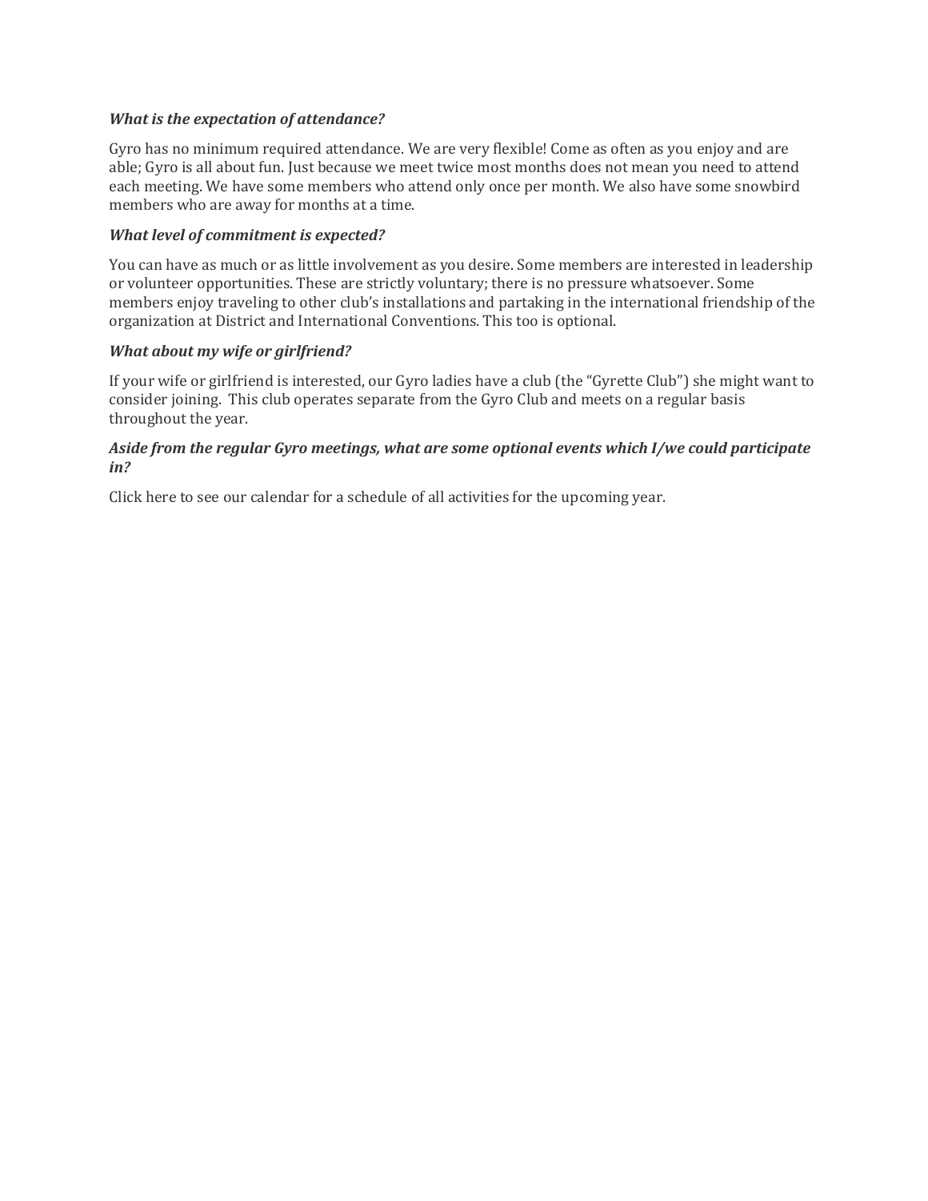***What is the expectation of attendance?***

Gyro has no minimum required attendance. We are very flexible! Come as often as you enjoy and are able; Gyro is all about fun. Just because we meet twice most months does not mean you need to attend each meeting. We have some members who attend only once per month. We also have some snowbird members who are away for months at a time.

***What level of commitment is expected?***

You can have as much or as little involvement as you desire. Some members are interested in leadership or volunteer opportunities. These are strictly voluntary; there is no pressure whatsoever. Some members enjoy traveling to other club's installations and partaking in the international friendship of the organization at District and International Conventions. This too is optional.

***What about my wife or girlfriend?***

If your wife or girlfriend is interested, our Gyro ladies have a club (the "Gyrette Club") she might want to consider joining. This club operates separate from the Gyro Club and meets on a regular basis throughout the year.

***Aside from the regular Gyro meetings, what are some optional events which I/we could participate in?***

Click here to see our calendar for a schedule of all activities for the upcoming year.